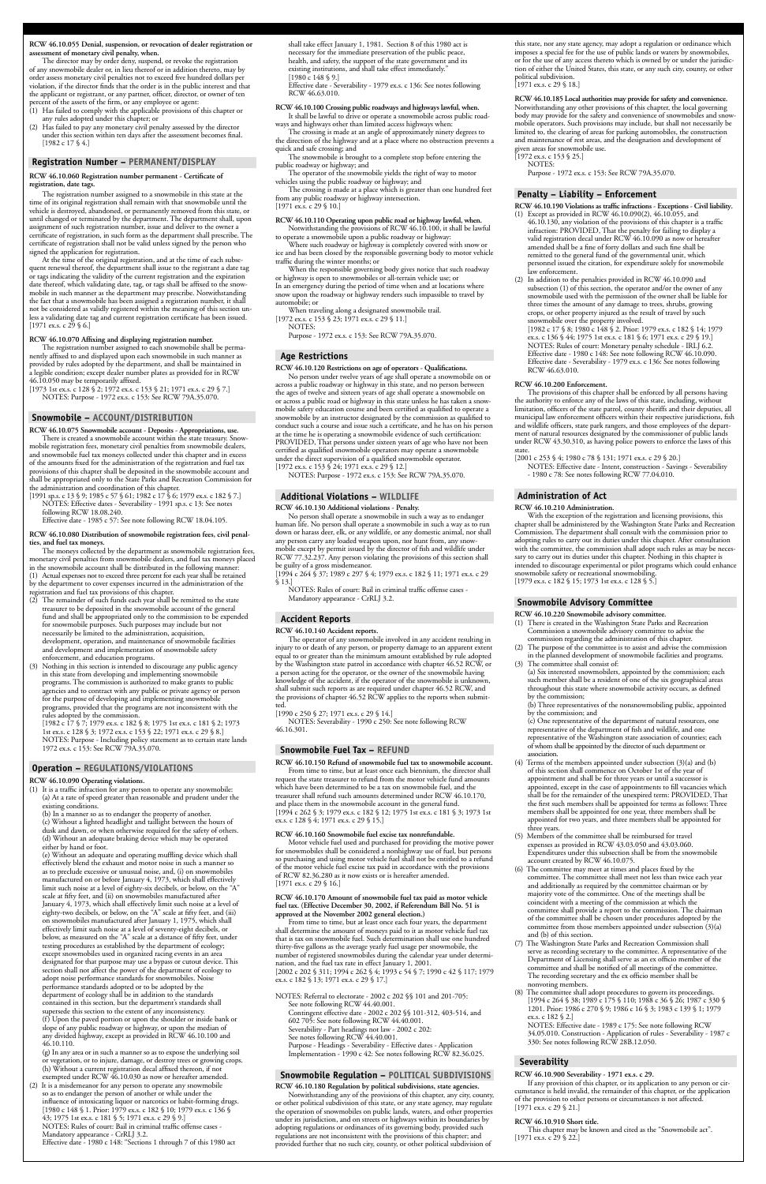**RCW 46.10.055 Denial, suspension, or revocation of dealer registration or assessment of monetary civil penalty, when.**

The director may by order deny, suspend, or revoke the registration of any snowmobile dealer or, in lieu thereof or in addition thereto, may by order assess monetary civil penalties not to exceed five hundred dollars per violation, if the director finds that the order is in the public interest and that the applicant or registrant, or any partner, officer, director, or owner of ten percent of the assets of the firm, or any employee or agent:

(1) Has failed to comply with the applicable provisions of this chapter or any rules adopted under this chapter; or
(2) Has failed to pay any monetary civil penalty assessed by the director under this section within ten days after the assessment becomes final.

[1982 c 17 § 4.]

## Registration Number – PERMANENT/DISPLAY

**RCW 46.10.060 Registration number permanent - Certificate of registration, date tags.**

The registration number assigned to a snowmobile in this state at the time of its original registration shall remain with that snowmobile until the vehicle is destroyed, abandoned, or permanently removed from this state, or until changed or terminated by the department. The department shall, upon assignment of such registration number, issue and deliver to the owner a certificate of registration, in such form as the department shall prescribe. The certificate of registration shall not be valid unless signed by the person who signed the application for registration.

At the time of the original registration, and at the time of each subsequent renewal thereof, the department shall issue to the registrant a date tag or tags indicating the validity of the current registration and the expiration date thereof, which validating date, tag, or tags shall be affixed to the snowmobile in such manner as the department may prescribe. Notwithstanding the fact that a snowmobile has been assigned a registration number, it shall not be considered as validly registered within the meaning of this section unless a validating date tag and current registration certificate has been issued.

[1971 ex.s. c 29 § 6.]

**RCW 46.10.070 Affixing and displaying registration number.**

The registration number assigned to each snowmobile shall be permanently affixed to and displayed upon each snowmobile in such manner as provided by rules adopted by the department, and shall be maintained in a legible condition; except dealer number plates as provided for in RCW 46.10.050 may be temporarily affixed.

[1973 1st ex.s. c 128 § 2; 1972 ex.s. c 153 § 21; 1971 ex.s. c 29 § 7.]

NOTES: Purpose - 1972 ex.s. c 153: See RCW 79A.35.070.

## Snowmobile – ACCOUNT/DISTRIBUTION

**RCW 46.10.075 Snowmobile account - Deposits - Appropriations, use.**

There is created a snowmobile account within the state treasury. Snowmobile registration fees, monetary civil penalties from snowmobile dealers, and snowmobile fuel tax moneys collected under this chapter and in excess of the amounts fixed for the administration of the registration and fuel tax provisions of this chapter shall be deposited in the snowmobile account and shall be appropriated only to the State Parks and Recreation Commission for the administration and coordination of this chapter.

[1991 sp.s. c 13 § 9; 1985 c 57 § 61; 1982 c 17 § 6; 1979 ex.s. c 182 § 7.]

NOTES: Effective dates - Severability - 1991 sp.s. c 13: See notes following RCW 18.08.240.

Effective date - 1985 c 57: See note following RCW 18.04.105.

**RCW 46.10.080 Distribution of snowmobile registration fees, civil penalties, and fuel tax moneys.**

The moneys collected by the department as snowmobile registration fees, monetary civil penalties from snowmobile dealers, and fuel tax moneys placed in the snowmobile account shall be distributed in the following manner:

(1) Actual expenses not to exceed three percent for each year shall be retained by the department to cover expenses incurred in the administration of the registration and fuel tax provisions of this chapter.
(2) The remainder of such funds each year shall be remitted to the state treasurer to be deposited in the snowmobile account of the general fund and shall be appropriated only to the commission to be expended for snowmobile purposes. Such purposes may include but not necessarily be limited to the administration, acquisition, development, operation, and maintenance of snowmobile facilities and development and implementation of snowmobile safety enforcement, and education programs.
(3) Nothing in this section is intended to discourage any public agency in this state from developing and implementing snowmobile programs. The commission is authorized to make grants to public agencies and to contract with any public or private agency or person for the purpose of developing and implementing snowmobile programs, provided that the programs are not inconsistent with the rules adopted by the commission.

[1982 c 17 § 7; 1979 ex.s. c 182 § 8; 1975 1st ex.s. c 181 § 2; 1973 1st ex.s. c 128 § 3; 1972 ex.s. c 153 § 22; 1971 ex.s. c 29 § 8.]

NOTES: Purpose - Including policy statement as to certain state lands 1972 ex.s. c 153: See RCW 79A.35.070.

## Operation – REGULATIONS/VIOLATIONS

**RCW 46.10.090 Operating violations.**

(1) It is a traffic infraction for any person to operate any snowmobile:
(a) At a rate of speed greater than reasonable and prudent under the existing conditions.
(b) In a manner so as to endanger the property of another.
(c) Without a lighted headlight and taillight between the hours of dusk and dawn, or when otherwise required for the safety of others.
(d) Without an adequate braking device which may be operated either by hand or foot.
(e) Without an adequate and operating muffling device which shall effectively blend the exhaust and motor noise in such a manner so as to preclude excessive or unusual noise, and, (i) on snowmobiles manufactured on or before January 4, 1973, which shall effectively limit such noise at a level of eighty-six decibels, or below, on the "A" scale at fifty feet, and (ii) on snowmobiles manufactured after January 4, 1973, which shall effectively limit such noise at a level of eighty-two decibels, or below, on the "A" scale at a distance of fifty feet, and (iii) on snowmobiles manufactured after January 1, 1975, which shall effectively limit such noise at a level of seventy-eight decibels, or below, as measured on the "A" scale at a distance of fifty feet, under testing procedures as established by the department of ecology; except snowmobiles used in organized racing events in an area designated for that purpose may use a bypass or cutout device. This section shall not affect the power of the department of ecology to adopt noise performance standards for snowmobiles. Noise performance standards adopted or to be adopted by the department of ecology shall be in addition to the standards contained in this section, but the department's standards shall supersede this section to the extent of any inconsistency.
(f) Upon the paved portion or upon the shoulder or inside bank or slope of any public roadway or highway, or upon the median of any divided highway, except as provided in RCW 46.10.100 and 46.10.110.
(g) In any area or in such a manner so as to expose the underlying soil or vegetation, or to injure, damage, or destroy trees or growing crops.
(h) Without a current registration decal affixed thereon, if not exempted under RCW 46.10.030 as now or hereafter amended.
(2) It is a misdemeanor for any person to operate any snowmobile so as to endanger the person of another or while under the influence of intoxicating liquor or narcotics or habit-forming drugs.

[1980 c 148 § 1. Prior: 1979 ex.s. c 182 § 10; 1979 ex.s. c 136 § 43; 1975 1st ex.s. c 181 § 5; 1971 ex.s. c 29 § 9.]

NOTES: Rules of court: Bail in criminal traffic offense cases - Mandatory appearance - CrRLJ 3.2.

Effective date - 1980 c 148: "Sections 1 through 7 of this 1980 act shall take effect January 1, 1981. Section 8 of this 1980 act is necessary for the immediate preservation of the public peace, health, and safety, the support of the state government and its existing institutions, and shall take effect immediately."

[1980 c 148 § 9.]

Effective date - Severability - 1979 ex.s. c 136: See notes following RCW 46.63.010.

**RCW 46.10.100 Crossing public roadways and highways lawful, when.**

It shall be lawful to drive or operate a snowmobile across public roadways and highways other than limited access highways when:

The crossing is made at an angle of approximately ninety degrees to the direction of the highway and at a place where no obstruction prevents a quick and safe crossing; and

The snowmobile is brought to a complete stop before entering the public roadway or highway; and

The operator of the snowmobile yields the right of way to motor vehicles using the public roadway or highway; and

The crossing is made at a place which is greater than one hundred feet from any public roadway or highway intersection.

[1971 ex.s. c 29 § 10.]

**RCW 46.10.110 Operating upon public road or highway lawful, when.**

Notwithstanding the provisions of RCW 46.10.100, it shall be lawful to operate a snowmobile upon a public roadway or highway:

Where such roadway or highway is completely covered with snow or ice and has been closed by the responsible governing body to motor vehicle traffic during the winter months; or

When the responsible governing body gives notice that such roadway or highway is open to snowmobiles or all-terrain vehicle use; or

In an emergency during the period of time when and at locations where snow upon the roadway or highway renders such impassible to travel by automobile; or

When traveling along a designated snowmobile trail.

[1972 ex.s. c 153 § 23; 1971 ex.s. c 29 § 11.]

NOTES:

Purpose - 1972 ex.s. c 153: See RCW 79A.35.070.

## Age Restrictions

**RCW 46.10.120 Restrictions on age of operators - Qualifications.**

No person under twelve years of age shall operate a snowmobile on or across a public roadway or highway in this state, and no person between the ages of twelve and sixteen years of age shall operate a snowmobile on or across a public road or highway in this state unless he has taken a snowmobile safety education course and been certified as qualified to operate a snowmobile by an instructor designated by the commission as qualified to conduct such a course and issue such a certificate, and he has on his person at the time he is operating a snowmobile evidence of such certification: PROVIDED, That persons under sixteen years of age who have not been certified as qualified snowmobile operators may operate a snowmobile under the direct supervision of a qualified snowmobile operator.

[1972 ex.s. c 153 § 24; 1971 ex.s. c 29 § 12.]

NOTES: Purpose - 1972 ex.s. c 153: See RCW 79A.35.070.

## Additional Violations – WILDLIFE

**RCW 46.10.130 Additional violations - Penalty.**

No person shall operate a snowmobile in such a way as to endanger human life. No person shall operate a snowmobile in such a way as to run down or harass deer, elk, or any wildlife, or any domestic animal, nor shall any person carry any loaded weapon upon, nor hunt from, any snowmobile except by permit issued by the director of fish and wildlife under RCW 77.32.237. Any person violating the provisions of this section shall be guilty of a gross misdemeanor.

[1994 c 264 § 37; 1989 c 297 § 4; 1979 ex.s. c 182 § 11; 1971 ex.s. c 29 § 13.]

NOTES: Rules of court: Bail in criminal traffic offense cases - Mandatory appearance - CrRLJ 3.2.

## Accident Reports

**RCW 46.10.140 Accident reports.**

The operator of any snowmobile involved in any accident resulting in injury to or death of any person, or property damage to an apparent extent equal to or greater than the minimum amount established by rule adopted by the Washington state patrol in accordance with chapter 46.52 RCW, or a person acting for the operator, or the owner of the snowmobile having knowledge of the accident, if the operator of the snowmobile is unknown, shall submit such reports as are required under chapter 46.52 RCW, and the provisions of chapter 46.52 RCW applies to the reports when submitted.

[1990 c 250 § 27; 1971 ex.s. c 29 § 14.]

NOTES: Severability - 1990 c 250: See note following RCW 46.16.301.

## Snowmobile Fuel Tax – REFUND

**RCW 46.10.150 Refund of snowmobile fuel tax to snowmobile account.**

From time to time, but at least once each biennium, the director shall request the state treasurer to refund from the motor vehicle fund amounts which have been determined to be a tax on snowmobile fuel, and the treasurer shall refund such amounts determined under RCW 46.10.170, and place them in the snowmobile account in the general fund.

[1994 c 262 § 3; 1979 ex.s. c 182 § 12; 1975 1st ex.s. c 181 § 3; 1973 1st ex.s. c 128 § 4; 1971 ex.s. c 29 § 15.]

**RCW 46.10.160 Snowmobile fuel excise tax nonrefundable.**

Motor vehicle fuel used and purchased for providing the motive power for snowmobiles shall be considered a nonhighway use of fuel, but persons so purchasing and using motor vehicle fuel shall not be entitled to a refund of the motor vehicle fuel excise tax paid in accordance with the provisions of RCW 82.36.280 as it now exists or is hereafter amended.

[1971 ex.s. c 29 § 16.]

**RCW 46.10.170 Amount of snowmobile fuel tax paid as motor vehicle fuel tax. (Effective December 30, 2002, if Referendum Bill No. 51 is approved at the November 2002 general election.)**

From time to time, but at least once each four years, the department shall determine the amount of moneys paid to it as motor vehicle fuel tax that is tax on snowmobile fuel. Such determination shall use one hundred thirty-five gallons as the average yearly fuel usage per snowmobile, the number of registered snowmobiles during the calendar year under determination, and the fuel tax rate in effect January 1, 2001.

[2002 c 202 § 311; 1994 c 262 § 4; 1993 c 54 § 7; 1990 c 42 § 117; 1979 ex.s. c 182 § 13; 1971 ex.s. c 29 § 17.]

NOTES: Referral to electorate - 2002 c 202 §§ 101 and 201-705: See note following RCW 44.40.001.
Contingent effective date - 2002 c 202 §§ 101-312, 403-514, and 602 705: See note following RCW 44.40.001.
Severability - Part headings not law - 2002 c 202: See notes following RCW 44.40.001.
Purpose - Headings - Severability - Effective dates - Application Implementation - 1990 c 42: See notes following RCW 82.36.025.

## Snowmobile Regulation – POLITICAL SUBDIVISIONS

**RCW 46.10.180 Regulation by political subdivisions, state agencies.**

Notwithstanding any of the provisions of this chapter, any city, county, or other political subdivision of this state, or any state agency, may regulate the operation of snowmobiles on public lands, waters, and other properties under its jurisdiction, and on streets or highways within its boundaries by adopting regulations or ordinances of its governing body, provided such regulations are not inconsistent with the provisions of this chapter; and provided further that no such city, county, or other political subdivision of this state, nor any state agency, may adopt a regulation or ordinance which imposes a special fee for the use of public lands or waters by snowmobiles, or for the use of any access thereto which is owned by or under the jurisdiction of either the United States, this state, or any such city, county, or other political subdivision.

[1971 ex.s. c 29 § 18.]

**RCW 46.10.185 Local authorities may provide for safety and convenience.**

Notwithstanding any other provisions of this chapter, the local governing body may provide for the safety and convenience of snowmobilers and snowmobile operators. Such provisions may include, but shall not necessarily be limited to, the clearing of areas for parking automobiles, the construction and maintenance of rest areas, and the designation and development of given areas for snowmobile use.

[1972 ex.s. c 153 § 25.]

NOTES:

Purpose - 1972 ex.s. c 153: See RCW 79A.35.070.

## Penalty – Liability – Enforcement

**RCW 46.10.190 Violations as traffic infractions - Exceptions - Civil liability.**

(1) Except as provided in RCW 46.10.090(2), 46.10.055, and 46.10.130, any violation of the provisions of this chapter is a traffic infraction: PROVIDED, That the penalty for failing to display a valid registration decal under RCW 46.10.090 as now or hereafter amended shall be a fine of forty dollars and such fine shall be remitted to the general fund of the governmental unit, which personnel issued the citation, for expenditure solely for snowmobile law enforcement.
(2) In addition to the penalties provided in RCW 46.10.090 and subsection (1) of this section, the operator and/or the owner of any snowmobile used with the permission of the owner shall be liable for three times the amount of any damage to trees, shrubs, growing crops, or other property injured as the result of travel by such snowmobile over the property involved.

[1982 c 17 § 8; 1980 c 148 § 2. Prior: 1979 ex.s. c 182 § 14; 1979 ex.s. c 136 § 44; 1975 1st ex.s. c 181 § 6; 1971 ex.s. c 29 § 19.]

NOTES: Rules of court: Monetary penalty schedule - IRLJ 6.2.
Effective date - 1980 c 148: See note following RCW 46.10.090.
Effective date - Severability - 1979 ex.s. c 136: See notes following RCW 46.63.010.

**RCW 46.10.200 Enforcement.**

The provisions of this chapter shall be enforced by all persons having the authority to enforce any of the laws of this state, including, without limitation, officers of the state patrol, county sheriffs and their deputies, all municipal law enforcement officers within their respective jurisdictions, fish and wildlife officers, state park rangers, and those employees of the department of natural resources designated by the commissioner of public lands under RCW 43.30.310, as having police powers to enforce the laws of this state.

[2001 c 253 § 4; 1980 c 78 § 131; 1971 ex.s. c 29 § 20.]

NOTES: Effective date - Intent, construction - Savings - Severability - 1980 c 78: See notes following RCW 77.04.010.

## Administration of Act

**RCW 46.10.210 Administration.**

With the exception of the registration and licensing provisions, this chapter shall be administered by the Washington State Parks and Recreation Commission. The department shall consult with the commission prior to adopting rules to carry out its duties under this chapter. After consultation with the committee, the commission shall adopt such rules as may be necessary to carry out its duties under this chapter. Nothing in this chapter is intended to discourage experimental or pilot programs which could enhance snowmobile safety or recreational snowmobiling.

[1979 ex.s. c 182 § 15; 1973 1st ex.s. c 128 § 5.]

## Snowmobile Advisory Committee

**RCW 46.10.220 Snowmobile advisory committee.**

(1) There is created in the Washington State Parks and Recreation Commission a snowmobile advisory committee to advise the commission regarding the administration of this chapter.
(2) The purpose of the committee is to assist and advise the commission in the planned development of snowmobile facilities and programs.
(3) The committee shall consist of:
(a) Six interested snowmobilers, appointed by the commission; each such member shall be a resident of one of the six geographical areas throughout this state where snowmobile activity occurs, as defined by the commission;
(b) Three representatives of the nonsnowmobiling public, appointed by the commission; and
(c) One representative of the department of natural resources, one representative of the department of fish and wildlife, and one representative of the Washington state association of counties; each of whom shall be appointed by the director of such department or association.
(4) Terms of the members appointed under subsection (3)(a) and (b) of this section shall commence on October 1st of the year of appointment and shall be for three years or until a successor is appointed, except in the case of appointments to fill vacancies which shall be for the remainder of the unexpired term: PROVIDED, That the first such members shall be appointed for terms as follows: Three members shall be appointed for one year, three members shall be appointed for two years, and three members shall be appointed for three years.
(5) Members of the committee shall be reimbursed for travel expenses as provided in RCW 43.03.050 and 43.03.060. Expenditures under this subsection shall be from the snowmobile account created by RCW 46.10.075.
(6) The committee may meet at times and places fixed by the committee. The committee shall meet not less than twice each year and additionally as required by the committee chairman or by majority vote of the committee. One of the meetings shall be coincident with a meeting of the commission at which the committee shall provide a report to the commission. The chairman of the committee shall be chosen under procedures adopted by the committee from those members appointed under subsection (3)(a) and (b) of this section.
(7) The Washington State Parks and Recreation Commission shall serve as recording secretary to the committee. A representative of the Department of Licensing shall serve as an ex officio member of the committee and shall be notified of all meetings of the committee. The recording secretary and the ex officio member shall be nonvoting members.
(8) The committee shall adopt procedures to govern its proceedings.

[1994 c 264 § 38; 1989 c 175 § 110; 1988 c 36 § 26; 1987 c 330 § 1201. Prior: 1986 c 270 § 9; 1986 c 16 § 3; 1983 c 139 § 1; 1979 ex.s. c 182 § 2.]

NOTES: Effective date - 1989 c 175: See note following RCW 34.05.010. Construction - Application of rules - Severability - 1987 c 330: See notes following RCW 28B.12.050.

## Severability

**RCW 46.10.900 Severability - 1971 ex.s. c 29.**

If any provision of this chapter, or its application to any person or circumstance is held invalid, the remainder of this chapter, or the application of the provision to other persons or circumstances is not affected.

[1971 ex.s. c 29 § 21.]

**RCW 46.10.910 Short title.**

This chapter may be known and cited as the "Snowmobile act".

[1971 ex.s. c 29 § 22.]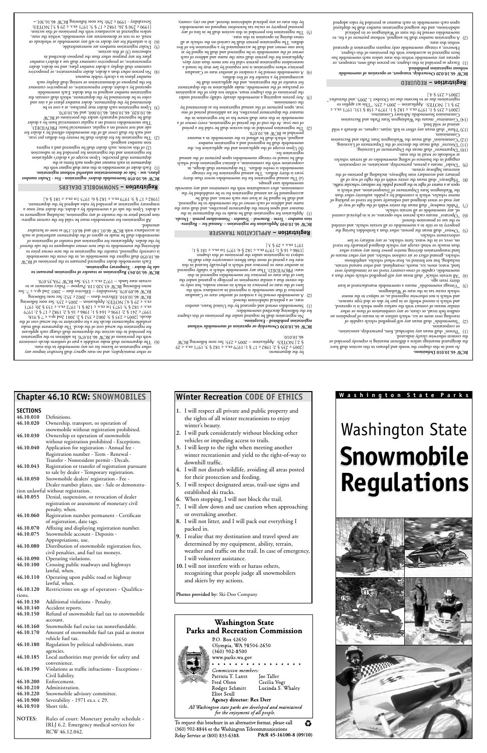**RCW 46.10.010 Definitions.**

As used in this chapter the words and phrases in this section shall have the designated meanings unless a different meaning is expressly provided or the context otherwise indicated.

(1) "Person" shall mean any individual, firm, partnership, association, or corporation.

(2) "Snowmobile" shall mean any self-propelled vehicle capable of traveling over snow or ice, which utilizes as its means of propulsion an endless belt tread, or cleats, or any combination of these or other similar means of contact with the surface upon which it is operated, and which is steered wholly or in part by skis or sled type runners, and which is not otherwise registered as, or subject to the motor vehicle excise tax in the state of Washington.

(3) "Vintage snowmobile" means a snowmobile manufactured at least thirty years ago.

(4) "All terrain vehicle" shall mean any self-propelled vehicle other than a snowmobile, capable of cross-country travel on or immediately over land, water, snow, ice, marsh, swampland, and other natural terrain, including, but not limited to, four-wheel vehicles, amphibious vehicles, ground effect or air cushion vehicles, and any other means of land transportation deriving motive power from any source other than muscle or wind; except any vehicle designed primarily for travel on, over, or in the water, farm vehicles, or any military or law enforcement vehicles.

(5) "Owner" shall mean the person, other than a lienholder, having the property in or title to a snowmobile or all terrain vehicle, and entitled to the use or possession thereof.

(6) "Operator" means each person who operates, or is in physical control of, any snowmobile or all terrain vehicle.

(7) "Public roadway" shall mean the entire width of the right of way of any road or street designed and ordinarily used for travel or parking of motor vehicles, which is controlled by a public authority other than the Washington State Department of Transportation, and which is open as a matter of right to the general public for ordinary vehicular traffic.

(8) "Highway" shall mean the entire width of the right of way of all primary and secondary state highways, including all portions of the interstate highway system.

(9) "Dealer" means a person, partnership, association, or corporation engaged in the business of selling snowmobiles or all terrain vehicles at wholesale or retail in this state.

(10) "Department" shall mean the Department of Licensing.

(11) "Director" shall mean the director of the Department of Licensing.

(12) "Commission" shall mean the Washington State Parks and Recreation Commission.

(13) "Hunt" shall mean any effort to kill, injure, capture, or disturb a wild animal or wild bird.

(14) "Committee" means the Washington State Parks and Recreation Commission Snowmobile Advisory Committee.

[2005 c 235 § 1; 1979 ex.s. c 182 § 1; 1979 c 158 § 131; 1971 ex.s. c 29 § 1.] NOTES: Application -- 2005 c 235: "This act applies to registrations due or to become due on October 1, 2005, and thereafter." [2005 c 235 § 4.]

## Registration – REQUIRED

**RCW 46.10.020 Ownership, transport, or operation of snowmobile without registration prohibited.**

(1) Except as provided in this chapter, no person shall own, transport, or operate any snowmobile within this state unless such snowmobile has been registered in accordance with the provisions of this chapter. However, a vintage snowmobile only requires registration if operated within this state.

(2) A registration number shall be assigned, without payment of a fee, to snowmobiles owned by the state of Washington or its political subdivisions, and the assigned registration number shall be displayed upon each such snowmobile in such manner as provided by rules adopted by the department.

[2005 c 235 § 2; 1982 c 17 § 1; 1979 ex.s. c 182 § 3; 1971 ex.s. c 29 § 2.] NOTES: Application -- 2005 c 235: See note following RCW 46.10.010.

**RCW 46.10.030 Ownership or operation of snowmobile without registration prohibited – Exceptions.**

No registration shall be required under the provisions of this chapter for the following described snowmobiles:

(1) Snowmobiles owned and operated by the United States, another state, or a political subdivision thereof.

(2) A snowmobile owned by a resident of another state or Canadian province if that snowmobile is registered in accordance with the laws of the state or province in which its owner resides, but only to the extent that a similar exemption or privilege is granted under the laws of that state or province for snowmobiles registered in this state: PROVIDED, That any snowmobile which is validly registered in another state or province and which is physically located in this state for a period of more than fifteen consecutive days shall be subject to registration under the provisions of this chapter.

[1986 c 16 § 1; 1979 ex.s. c 182 § 4; 1975 1st ex.s. c 181 § 1.]

## Registration – APPLICATION TRANSFER

**RCW 46.10.040 Application for registration – Annual fee – Registration number – Term – Renewal – Transfer – Nonresident permit – Decals.**

(1) Application for registration shall be made to the department in the manner and upon forms the department prescribes, and shall state the name and address of each owner of the snowmobile to be registered, and shall be signed by at least one such owner, and shall be accompanied by an annual registration fee to be established by the commission, after consultation with the committee and any statewide snowmobile user groups.

(a) The annual registration fee for snowmobiles newer than thirty years is thirty dollars. The annual registration fee for vintage snowmobiles is twelve dollars. The department shall design, in cooperation with the commission, a distinct registration decal which shall be issued to vintage snowmobiles upon payment of the annual registration fee.

(b) Upon receipt of the application and the application fee, the snowmobile shall be registered and a registration number assigned, which shall be affixed to the snowmobile in a manner provided in RCW 46.10.070.

(2) The registration provided in this section shall be valid for a period of one year. At the end of the period of registration, every owner of a snowmobile in this state shall renew his or her registration in the manner the department prescribes, for an additional period of one year, upon payment of the annual registration fee as determined by the commission.

(3) Any person acquiring a snowmobile already validly registered under the provisions of this chapter must, within ten days of the acquisition or purchase of the snowmobile, make application to the department for transfer of the registration, and the application shall be accompanied by a transfer fee of five dollars.

(4) A snowmobile owned by a resident of another state or Canadian province where registration is not required by law may be issued a nonresident registration permit valid for not more than sixty days. Application for the permit shall state the name and address of each owner of the snowmobile to be registered and shall be signed by at least one owner and shall be accompanied by a registration fee of five dollars. The registration permit shall be carried on the vehicle at all times during its operation in the state.

(5) The registration fees provided in this section shall be in lieu of any personal property or excise tax heretofore imposed on snowmobiles by this state or any political subdivision thereof, and no city, county, or other municipality, and no state agency shall hereafter impose any other registration or license fee on any snowmobile in this state.

(6) The department shall make available a pair of uniform decals consistent with the provisions of RCW 46.10.070. In addition to the registration fee provided in this section the department shall charge each applicant for registration the actual cost of the decal. The department shall make available replacement decals for a fee equivalent to the actual cost of the decals.

[2005 c 235 § 3; 2002 c 352 § 2; 2001 2nd sp.s. c 7 § 918; 1997 c 241 § 1; 1996 c 164 § 1; 1986 c 16 § 2; 1982 c 17 § 2; 1979 ex.s. c 182 § 5; 1975 1st ex.s. c 128 § 1; 1972 ex.s. c 153 § 10; 1971 ex.s. c 29 § 3.] NOTES: Application -- 2005 c 235: See note following RCW 46.10.010. Effective dates -- 2002 c 352: See note following RCW 46.09.070. Severability -- Effective date -- 2001 2nd sp.s. c 7: See notes following RCW 43.320.110. Purpose -- Policy statement as to certain state lands -- 1972 ex.s. c 153: See RCW 79A.35.070.

**RCW 46.10.043 Registration or transfer of registration pursuant to sale by dealer – Temporary registration.**

Each snowmobile dealer registered pursuant to the provisions of RCW 46.10.050 shall register the snowmobile or, in the event the snowmobile is currently registered, transfer the registration, and no new owner prior to delivering the snowmobile to that new owner subsequent to the sale thereof by the dealer. Application for registration and transfer of registration of snowmobiles shall be made to agents of the department authorized as such in accordance with RCW 46.01.140 and 46.01.150 as now or hereafter amended.

All registrations for snowmobiles must be valid for the current registration period prior to the transfer of any registration, including assignment to a dealer. Upon the sale of a snowmobile by a dealer the dealer may issue a temporary registration as provided by rules adopted by the department.

[1982 c 17 § 3; 1979 ex.s. c 182 § 6; 1975 1st ex.s. c 181 § 4.]

## Registration – SNOWMOBILE DEALERS

**RCW 46.10.050 Snowmobile dealers' registration – Fee – Dealer number plates, use – Sale of demonstration unlawful without registration.**

(1) Each dealer of snowmobiles in this state shall register with the department in such manner and upon such forms as the department shall prescribe. Upon receipt of a dealer's application for registration and the registration fee provided for in subsection (2) of this section, such dealer shall be registered and a registration number assigned.

(2) The registration fee for dealers shall be twenty-five dollars per year, and such fee shall cover all of the snowmobiles offered by a dealer for sale and not rented on a regular, commercial basis: PROVIDED, That snowmobiles rented on a regular commercial basis by a dealer shall be registered separately under the provisions of RCW 46.10.020, 46.10.040, 46.10.060, and 46.10.070.

(3) Upon registration each dealer may purchase, at a cost to be determined by the department, dealer number plates of a size and color to be determined by the department, which shall contain the registration number assigned to that dealer. Each snowmobile operated by a dealer, dealer representative, or prospective customer for the purposes of demonstration or testing shall display such number plates in a clearly visible manner.

(4) No person other than a dealer, dealer representative, or prospective customer shall display a dealer number plate, and no dealer, dealer representative, or prospective customer shall use a dealer number plate for any purpose other than the purpose described in subsection (3) of this section.

(5) Dealer registration numbers are nontransferable.

(6) It shall be unlawful for any dealer to sell any snowmobile at wholesale or retail, or to test or demonstrate any snowmobile, within the state, unless registered in accordance with the provisions of this section.

[1990 c 250 § 26; 1982 c 17 § 4; 1971 ex.s. c 29 § 5.] NOTES: Severability -- 1990 c 250: See note following RCW 46.16.301.--

## Chapter 46.10 RCW: SNOWMOBILES

**SECTIONS**

46.10.010 Definitions.
46.10.020 Ownership, transport, or operation of snowmobile without registration prohibited.
46.10.030 Ownership or operation of snowmobile without registration prohibited - Exceptions.
46.10.040 Application for registration - Annual fee - Registration number - Term - Renewal - Transfer - Nonresident permit - Decals.
46.10.043 Registration or transfer of registration pursuant to sale by dealer - Temporary registration.
46.10.050 Snowmobile dealers' registration - Fee - Dealer number plates, use - Sale or demonstration unlawful without registration.
46.10.055 Denial, suspension, or revocation of dealer registration or assessment of monetary civil penalty, when.
46.10.060 Registration number permanent - Certificate of registration, date tags.
46.10.070 Affixing and displaying registration number.
46.10.075 Snowmobile account - Deposits - Appropriations, use.
46.10.080 Distribution of snowmobile registration fees, civil penalties, and fuel tax moneys.
46.10.090 Operating violations.
46.10.100 Crossing public roadways and highways lawful, when.
46.10.110 Operating upon public road or highway lawful, when.
46.10.120 Restrictions on age of operators - Qualifications.
46.10.130 Additional violations - Penalty.
46.10.140 Accident reports.
46.10.150 Refund of snowmobile fuel tax to snowmobile account.
46.10.160 Snowmobile fuel excise tax nonrefundable.
46.10.170 Amount of snowmobile fuel tax paid as motor vehicle fuel tax.
46.10.180 Regulation by political subdivisions, state agencies.
46.10.185 Local authorities may provide for safety and convenience.
46.10.190 Violations as traffic infractions - Exceptions - Civil liability.
46.10.200 Enforcement.
46.10.210 Administration.
46.10.220 Snowmobile advisory committee.
46.10.900 Severability - 1971 ex.s. c 29.
46.10.910 Short title.

NOTES: Rules of court: Monetary penalty schedule - IRLJ 6.2. Emergency medical services fee RCW 46.12.042.

## Winter Recreation CODE OF ETHICS

1. I will respect all private and public property and the rights of all winter recreationists to enjoy winter's beauty.
2. I will park considerately without blocking other vehicles or impeding access to trails.
3. I will keep to the right when meeting another winter recreationist and yield to the right-of-way to downhill traffic.
4. I will not disturb wildlife, avoiding all areas posted for their protection and feeding.
5. I will respect designated areas, trail-use signs and established ski tracks.
6. When stopping, I will not block the trail.
7. I will slow down and use caution when approaching or overtaking another.
8. I will not litter, and I will pack out everything I packed in.
9. I realize that my destination and travel speed are determined by my equipment, ability, terrain, weather and traffic on the trail. In case of emergency, I will volunteer assistance.
10. I will not interfere with or harass others, recognizing that people judge all snowmobilers and skiers by my actions.

**Photos provided by:** Ski-Doo Company

**Washington State Parks and Recreation Commission**

P.O. Box 42650
Olympia, WA 98504-2650
(360) 902-8500
www.parks.wa.gov

*Commission members:*
Patricia T. Lantz — Joe Taller
Fred Olson — Cecilia Vogt
Rodger Schmitt — Lucinda S. Whaley
Eliot Scull

**Agency director: Rex Derr**

*All Washington state parks are developed and maintained for the enjoyment of all people.*

To request this brochure in an alternative format, please call (360) 902-8844 or the Washington Telecommunications Relay Service at (800) 833-6388. **P&R 45-16100-8 (09/10)**

**Washington State Parks**

# Washington State Snowmobile Regulations